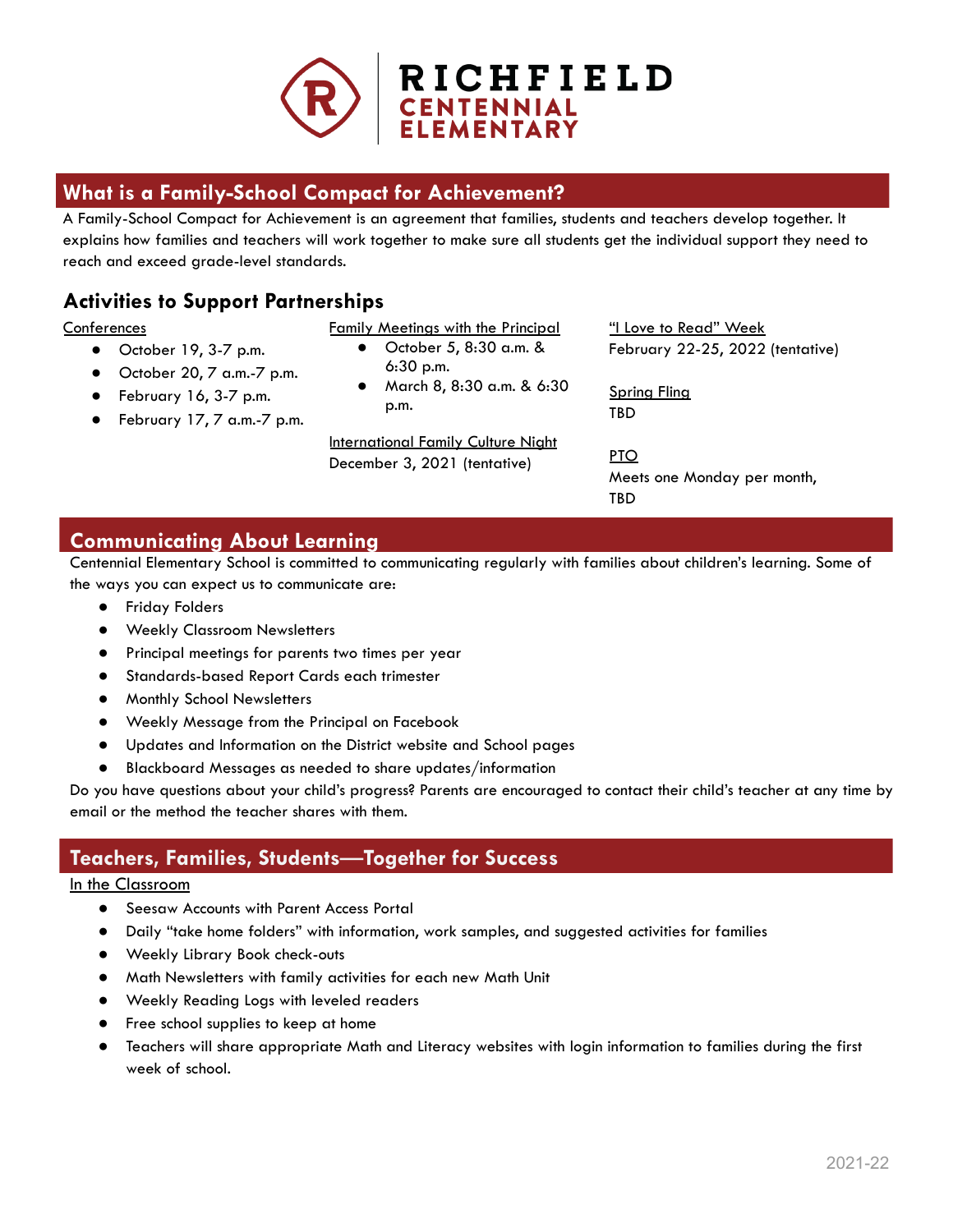# RICHFIELD CENTENNIAL ELEMENTARY

## What is a Family-School Compact for Achievement?

A Family-School Compact for Achievement is an agreement that families, students and teachers develop together. It explains how families and teachers will work together to make sure all students get the individual support they need to reach and exceed grade-level standards.

### Activities to Support Partnerships

Conferences

- October 19, 3-7 p.m.
- October 20, 7 a.m.-7 p.m.
- February 16, 3-7 p.m.
- February 17, 7 a.m.-7 p.m.

Family Meetings with the Principal

- October 5, 8:30 a.m. & 6:30 p.m.
- March 8, 8:30 a.m. & 6:30 p.m.

International Family Culture Night
December 3, 2021 (tentative)

"I Love to Read" Week
February 22-25, 2022 (tentative)

Spring Fling
TBD

PTO
Meets one Monday per month, TBD

## Communicating About Learning

Centennial Elementary School is committed to communicating regularly with families about children's learning. Some of the ways you can expect us to communicate are:

- Friday Folders
- Weekly Classroom Newsletters
- Principal meetings for parents two times per year
- Standards-based Report Cards each trimester
- Monthly School Newsletters
- Weekly Message from the Principal on Facebook
- Updates and Information on the District website and School pages
- Blackboard Messages as needed to share updates/information

Do you have questions about your child's progress? Parents are encouraged to contact their child's teacher at any time by email or the method the teacher shares with them.

## Teachers, Families, Students—Together for Success

In the Classroom

- Seesaw Accounts with Parent Access Portal
- Daily "take home folders" with information, work samples, and suggested activities for families
- Weekly Library Book check-outs
- Math Newsletters with family activities for each new Math Unit
- Weekly Reading Logs with leveled readers
- Free school supplies to keep at home
- Teachers will share appropriate Math and Literacy websites with login information to families during the first week of school.

2021-22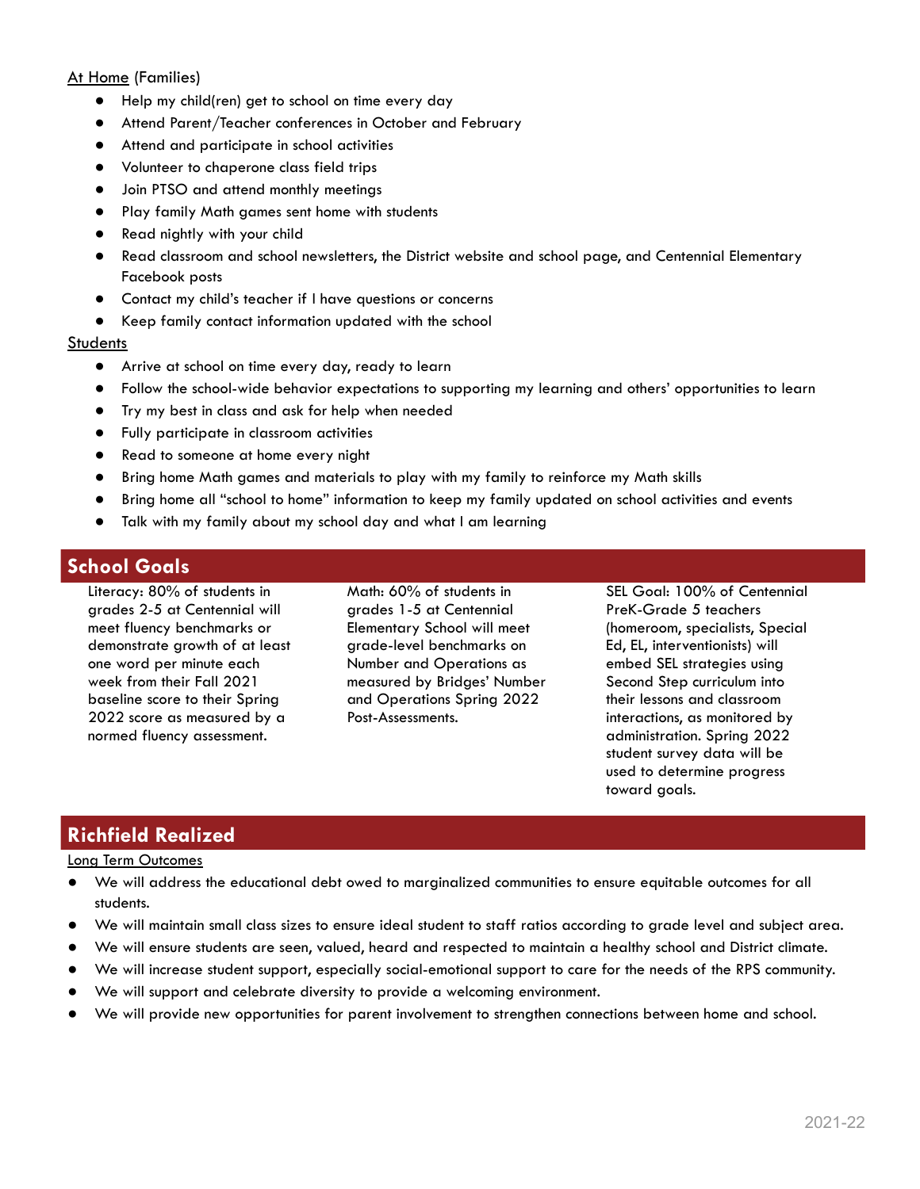At Home (Families)

- Help my child(ren) get to school on time every day
- Attend Parent/Teacher conferences in October and February
- Attend and participate in school activities
- Volunteer to chaperone class field trips
- Join PTSO and attend monthly meetings
- Play family Math games sent home with students
- Read nightly with your child
- Read classroom and school newsletters, the District website and school page, and Centennial Elementary Facebook posts
- Contact my child's teacher if I have questions or concerns
- Keep family contact information updated with the school

Students

- Arrive at school on time every day, ready to learn
- Follow the school-wide behavior expectations to supporting my learning and others' opportunities to learn
- Try my best in class and ask for help when needed
- Fully participate in classroom activities
- Read to someone at home every night
- Bring home Math games and materials to play with my family to reinforce my Math skills
- Bring home all "school to home" information to keep my family updated on school activities and events
- Talk with my family about my school day and what I am learning

## School Goals

Literacy: 80% of students in grades 2-5 at Centennial will meet fluency benchmarks or demonstrate growth of at least one word per minute each week from their Fall 2021 baseline score to their Spring 2022 score as measured by a normed fluency assessment.

Math: 60% of students in grades 1-5 at Centennial Elementary School will meet grade-level benchmarks on Number and Operations as measured by Bridges' Number and Operations Spring 2022 Post-Assessments.

SEL Goal: 100% of Centennial PreK-Grade 5 teachers (homeroom, specialists, Special Ed, EL, interventionists) will embed SEL strategies using Second Step curriculum into their lessons and classroom interactions, as monitored by administration. Spring 2022 student survey data will be used to determine progress toward goals.

## Richfield Realized

Long Term Outcomes

- We will address the educational debt owed to marginalized communities to ensure equitable outcomes for all students.
- We will maintain small class sizes to ensure ideal student to staff ratios according to grade level and subject area.
- We will ensure students are seen, valued, heard and respected to maintain a healthy school and District climate.
- We will increase student support, especially social-emotional support to care for the needs of the RPS community.
- We will support and celebrate diversity to provide a welcoming environment.
- We will provide new opportunities for parent involvement to strengthen connections between home and school.